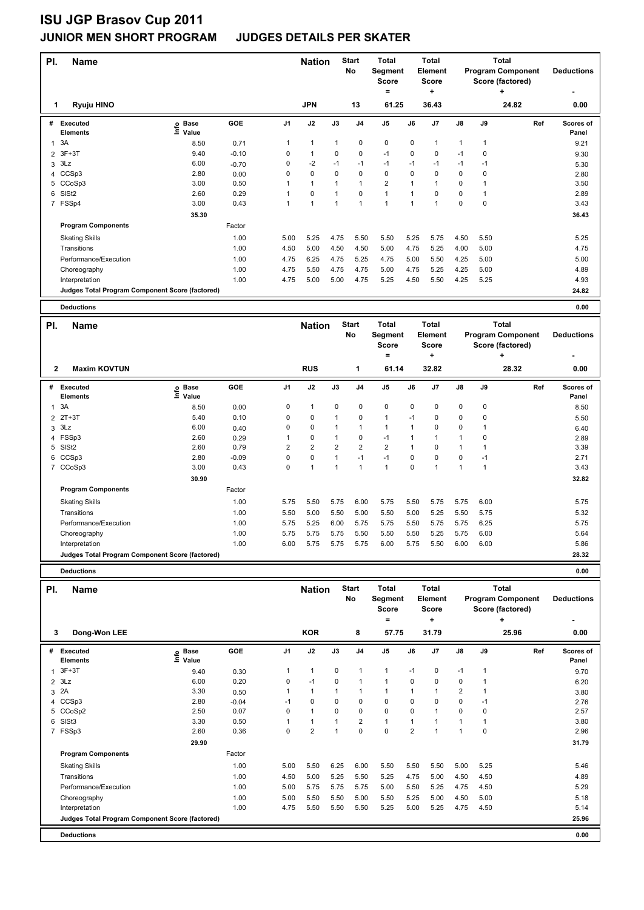# ISU JGP Brasov Cup 2011

## JUNIOR MEN SHORT PROGRAM JUDGES DETAILS PER SKATER

| Pl. | Name | Nation | Start No | Total Segment Score = | Total Element Score + | Total Program Component Score (factored) + | Deductions - |
|---|---|---|---|---|---|---|---|
| 1 | Ryuju HINO | JPN | 13 | 61.25 | 36.43 | 24.82 | 0.00 |

| # | Executed Elements | Info | Base Value | GOE | J1 | J2 | J3 | J4 | J5 | J6 | J7 | J8 | J9 | Ref | Scores of Panel |
|---|---|---|---|---|---|---|---|---|---|---|---|---|---|---|---|
| 1 | 3A | | 8.50 | 0.71 | 1 | 1 | 1 | 0 | 0 | 0 | 1 | 1 | 1 | | 9.21 |
| 2 | 3F+3T | | 9.40 | -0.10 | 0 | 1 | 0 | 0 | -1 | 0 | 0 | -1 | 0 | | 9.30 |
| 3 | 3Lz | | 6.00 | -0.70 | 0 | -2 | -1 | -1 | -1 | -1 | -1 | -1 | -1 | | 5.30 |
| 4 | CCSp3 | | 2.80 | 0.00 | 0 | 0 | 0 | 0 | 0 | 0 | 0 | 0 | 0 | | 2.80 |
| 5 | CCoSp3 | | 3.00 | 0.50 | 1 | 1 | 1 | 1 | 2 | 1 | 1 | 0 | 1 | | 3.50 |
| 6 | SlSt2 | | 2.60 | 0.29 | 1 | 0 | 1 | 0 | 1 | 1 | 0 | 0 | 1 | | 2.89 |
| 7 | FSSp4 | | 3.00 | 0.43 | 1 | 1 | 1 | 1 | 1 | 1 | 1 | 0 | 0 | | 3.43 |
| | | | 35.30 | | | | | | | | | | | | 36.43 |

| Program Components | Factor | J1 | J2 | J3 | J4 | J5 | J6 | J7 | J8 | J9 | Scores of Panel |
|---|---|---|---|---|---|---|---|---|---|---|---|
| Skating Skills | 1.00 | 5.00 | 5.25 | 4.75 | 5.50 | 5.50 | 5.25 | 5.75 | 4.50 | 5.50 | 5.25 |
| Transitions | 1.00 | 4.50 | 5.00 | 4.50 | 4.50 | 5.00 | 4.75 | 5.25 | 4.00 | 5.00 | 4.75 |
| Performance/Execution | 1.00 | 4.75 | 6.25 | 4.75 | 5.25 | 4.75 | 5.00 | 5.50 | 4.25 | 5.00 | 5.00 |
| Choreography | 1.00 | 4.75 | 5.50 | 4.75 | 4.75 | 5.00 | 4.75 | 5.25 | 4.25 | 5.00 | 4.89 |
| Interpretation | 1.00 | 4.75 | 5.00 | 5.00 | 4.75 | 5.25 | 4.50 | 5.50 | 4.25 | 5.25 | 4.93 |
| Judges Total Program Component Score (factored) | | | | | | | | | | | 24.82 |
| Deductions | | | | | | | | | | | 0.00 |

| Pl. | Name | Nation | Start No | Total Segment Score = | Total Element Score + | Total Program Component Score (factored) + | Deductions - |
|---|---|---|---|---|---|---|---|
| 2 | Maxim KOVTUN | RUS | 1 | 61.14 | 32.82 | 28.32 | 0.00 |

| # | Executed Elements | Info | Base Value | GOE | J1 | J2 | J3 | J4 | J5 | J6 | J7 | J8 | J9 | Ref | Scores of Panel |
|---|---|---|---|---|---|---|---|---|---|---|---|---|---|---|---|
| 1 | 3A | | 8.50 | 0.00 | 0 | 1 | 0 | 0 | 0 | 0 | 0 | 0 | 0 | | 8.50 |
| 2 | 2T+3T | | 5.40 | 0.10 | 0 | 0 | 1 | 0 | 1 | -1 | 0 | 0 | 0 | | 5.50 |
| 3 | 3Lz | | 6.00 | 0.40 | 0 | 0 | 1 | 1 | 1 | 1 | 0 | 0 | 1 | | 6.40 |
| 4 | FSSp3 | | 2.60 | 0.29 | 1 | 0 | 1 | 0 | -1 | 1 | 1 | 1 | 0 | | 2.89 |
| 5 | SlSt2 | | 2.60 | 0.79 | 2 | 2 | 2 | 2 | 2 | 1 | 0 | 1 | 1 | | 3.39 |
| 6 | CCSp3 | | 2.80 | -0.09 | 0 | 0 | 1 | -1 | -1 | 0 | 0 | 0 | -1 | | 2.71 |
| 7 | CCoSp3 | | 3.00 | 0.43 | 0 | 1 | 1 | 1 | 1 | 0 | 1 | 1 | 1 | | 3.43 |
| | | | 30.90 | | | | | | | | | | | | 32.82 |

| Program Components | Factor | J1 | J2 | J3 | J4 | J5 | J6 | J7 | J8 | J9 | Scores of Panel |
|---|---|---|---|---|---|---|---|---|---|---|---|
| Skating Skills | 1.00 | 5.75 | 5.50 | 5.75 | 6.00 | 5.75 | 5.50 | 5.75 | 5.75 | 6.00 | 5.75 |
| Transitions | 1.00 | 5.50 | 5.00 | 5.50 | 5.00 | 5.50 | 5.00 | 5.25 | 5.50 | 5.75 | 5.32 |
| Performance/Execution | 1.00 | 5.75 | 5.25 | 6.00 | 5.75 | 5.75 | 5.50 | 5.75 | 5.75 | 6.25 | 5.75 |
| Choreography | 1.00 | 5.75 | 5.75 | 5.75 | 5.50 | 5.50 | 5.50 | 5.25 | 5.75 | 6.00 | 5.64 |
| Interpretation | 1.00 | 6.00 | 5.75 | 5.75 | 5.75 | 6.00 | 5.75 | 5.50 | 6.00 | 6.00 | 5.86 |
| Judges Total Program Component Score (factored) | | | | | | | | | | | 28.32 |
| Deductions | | | | | | | | | | | 0.00 |

| Pl. | Name | Nation | Start No | Total Segment Score = | Total Element Score + | Total Program Component Score (factored) + | Deductions - |
|---|---|---|---|---|---|---|---|
| 3 | Dong-Won LEE | KOR | 8 | 57.75 | 31.79 | 25.96 | 0.00 |

| # | Executed Elements | Info | Base Value | GOE | J1 | J2 | J3 | J4 | J5 | J6 | J7 | J8 | J9 | Ref | Scores of Panel |
|---|---|---|---|---|---|---|---|---|---|---|---|---|---|---|---|
| 1 | 3F+3T | | 9.40 | 0.30 | 1 | 1 | 0 | 1 | 1 | -1 | 0 | -1 | 1 | | 9.70 |
| 2 | 3Lz | | 6.00 | 0.20 | 0 | -1 | 0 | 1 | 1 | 0 | 0 | 0 | 1 | | 6.20 |
| 3 | 2A | | 3.30 | 0.50 | 1 | 1 | 1 | 1 | 1 | 1 | 1 | 2 | 1 | | 3.80 |
| 4 | CCSp3 | | 2.80 | -0.04 | -1 | 0 | 0 | 0 | 0 | 0 | 0 | 0 | -1 | | 2.76 |
| 5 | CCoSp2 | | 2.50 | 0.07 | 0 | 1 | 0 | 0 | 0 | 0 | 1 | 0 | 0 | | 2.57 |
| 6 | SlSt3 | | 3.30 | 0.50 | 1 | 1 | 1 | 2 | 1 | 1 | 1 | 1 | 1 | | 3.80 |
| 7 | FSSp3 | | 2.60 | 0.36 | 0 | 2 | 1 | 0 | 0 | 2 | 1 | 1 | 0 | | 2.96 |
| | | | 29.90 | | | | | | | | | | | | 31.79 |

| Program Components | Factor | J1 | J2 | J3 | J4 | J5 | J6 | J7 | J8 | J9 | Scores of Panel |
|---|---|---|---|---|---|---|---|---|---|---|---|
| Skating Skills | 1.00 | 5.00 | 5.50 | 6.25 | 6.00 | 5.50 | 5.50 | 5.50 | 5.00 | 5.25 | 5.46 |
| Transitions | 1.00 | 4.50 | 5.00 | 5.25 | 5.50 | 5.25 | 4.75 | 5.00 | 4.50 | 4.50 | 4.89 |
| Performance/Execution | 1.00 | 5.00 | 5.75 | 5.75 | 5.75 | 5.00 | 5.50 | 5.25 | 4.75 | 4.50 | 5.29 |
| Choreography | 1.00 | 5.00 | 5.50 | 5.50 | 5.00 | 5.50 | 5.25 | 5.00 | 4.50 | 5.00 | 5.18 |
| Interpretation | 1.00 | 4.75 | 5.50 | 5.50 | 5.50 | 5.25 | 5.00 | 5.25 | 4.75 | 4.50 | 5.14 |
| Judges Total Program Component Score (factored) | | | | | | | | | | | 25.96 |
| Deductions | | | | | | | | | | | 0.00 |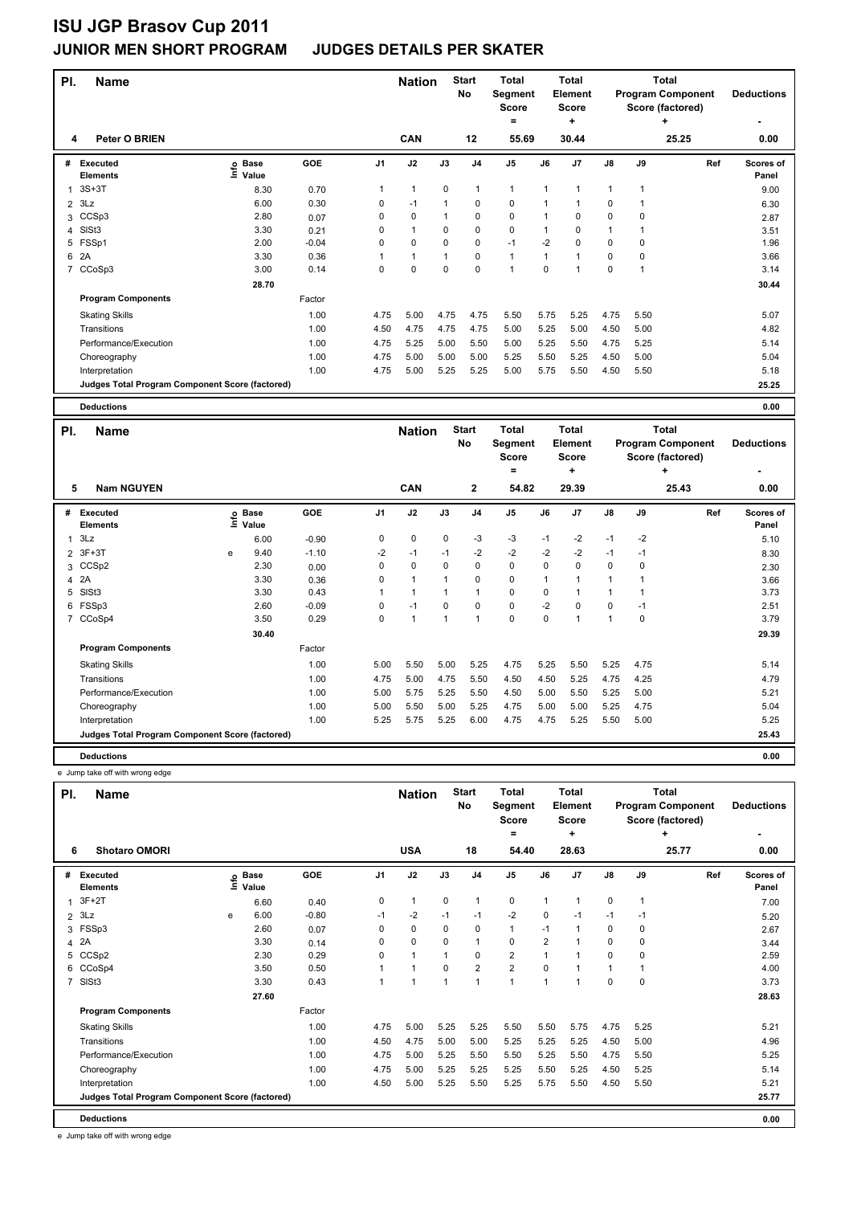# ISU JGP Brasov Cup 2011

## JUNIOR MEN SHORT PROGRAM JUDGES DETAILS PER SKATER

| Pl. | Name | Nation | Start No | Total Segment Score = | Total Element Score + | Total Program Component Score (factored) + | Deductions - |
|---|---|---|---|---|---|---|---|
| 4 | Peter O BRIEN | CAN | 12 | 55.69 | 30.44 | 25.25 | 0.00 |

| # | Executed Elements | Info | Base Value | GOE | J1 | J2 | J3 | J4 | J5 | J6 | J7 | J8 | J9 | Ref | Scores of Panel |
|---|---|---|---|---|---|---|---|---|---|---|---|---|---|---|---|
| 1 | 3S+3T | | 8.30 | 0.70 | 1 | 1 | 0 | 1 | 1 | 1 | 1 | 1 | 1 | | 9.00 |
| 2 | 3Lz | | 6.00 | 0.30 | 0 | -1 | 1 | 0 | 0 | 1 | 1 | 0 | 1 | | 6.30 |
| 3 | CCSp3 | | 2.80 | 0.07 | 0 | 0 | 1 | 0 | 0 | 1 | 0 | 0 | 0 | | 2.87 |
| 4 | SlSt3 | | 3.30 | 0.21 | 0 | 1 | 0 | 0 | 0 | 1 | 0 | 1 | 1 | | 3.51 |
| 5 | FSSp1 | | 2.00 | -0.04 | 0 | 0 | 0 | 0 | -1 | -2 | 0 | 0 | 0 | | 1.96 |
| 6 | 2A | | 3.30 | 0.36 | 1 | 1 | 1 | 0 | 1 | 1 | 1 | 0 | 0 | | 3.66 |
| 7 | CCoSp3 | | 3.00 | 0.14 | 0 | 0 | 0 | 0 | 1 | 0 | 1 | 0 | 1 | | 3.14 |
| | | | 28.70 | | | | | | | | | | | | 30.44 |
| | **Program Components** | | | Factor | | | | | | | | | | | |
| | Skating Skills | | | 1.00 | 4.75 | 5.00 | 4.75 | 4.75 | 5.50 | 5.75 | 5.25 | 4.75 | 5.50 | | 5.07 |
| | Transitions | | | 1.00 | 4.50 | 4.75 | 4.75 | 4.75 | 5.00 | 5.25 | 5.00 | 4.50 | 5.00 | | 4.82 |
| | Performance/Execution | | | 1.00 | 4.75 | 5.25 | 5.00 | 5.50 | 5.00 | 5.25 | 5.50 | 4.75 | 5.25 | | 5.14 |
| | Choreography | | | 1.00 | 4.75 | 5.00 | 5.00 | 5.00 | 5.25 | 5.50 | 5.25 | 4.50 | 5.00 | | 5.04 |
| | Interpretation | | | 1.00 | 4.75 | 5.00 | 5.25 | 5.25 | 5.00 | 5.75 | 5.50 | 4.50 | 5.50 | | 5.18 |
| | **Judges Total Program Component Score (factored)** | | | | | | | | | | | | | | 25.25 |
| | **Deductions** | | | | | | | | | | | | | | 0.00 |

| Pl. | Name | Nation | Start No | Total Segment Score = | Total Element Score + | Total Program Component Score (factored) + | Deductions - |
|---|---|---|---|---|---|---|---|
| 5 | Nam NGUYEN | CAN | 2 | 54.82 | 29.39 | 25.43 | 0.00 |

| # | Executed Elements | Info | Base Value | GOE | J1 | J2 | J3 | J4 | J5 | J6 | J7 | J8 | J9 | Ref | Scores of Panel |
|---|---|---|---|---|---|---|---|---|---|---|---|---|---|---|---|
| 1 | 3Lz | | 6.00 | -0.90 | 0 | 0 | 0 | -3 | -3 | -1 | -2 | -1 | -2 | | 5.10 |
| 2 | 3F+3T | e | 9.40 | -1.10 | -2 | -1 | -1 | -2 | -2 | -2 | -2 | -1 | -1 | | 8.30 |
| 3 | CCSp2 | | 2.30 | 0.00 | 0 | 0 | 0 | 0 | 0 | 0 | 0 | 0 | 0 | | 2.30 |
| 4 | 2A | | 3.30 | 0.36 | 0 | 1 | 1 | 0 | 0 | 1 | 1 | 1 | 1 | | 3.66 |
| 5 | SlSt3 | | 3.30 | 0.43 | 1 | 1 | 1 | 1 | 0 | 0 | 1 | 1 | 1 | | 3.73 |
| 6 | FSSp3 | | 2.60 | -0.09 | 0 | -1 | 0 | 0 | 0 | -2 | 0 | 0 | -1 | | 2.51 |
| 7 | CCoSp4 | | 3.50 | 0.29 | 0 | 1 | 1 | 1 | 0 | 0 | 1 | 1 | 0 | | 3.79 |
| | | | 30.40 | | | | | | | | | | | | 29.39 |
| | **Program Components** | | | Factor | | | | | | | | | | | |
| | Skating Skills | | | 1.00 | 5.00 | 5.50 | 5.00 | 5.25 | 4.75 | 5.25 | 5.50 | 5.25 | 4.75 | | 5.14 |
| | Transitions | | | 1.00 | 4.75 | 5.00 | 4.75 | 5.50 | 4.50 | 4.50 | 5.25 | 4.75 | 4.25 | | 4.79 |
| | Performance/Execution | | | 1.00 | 5.00 | 5.75 | 5.25 | 5.50 | 4.50 | 5.00 | 5.50 | 5.25 | 5.00 | | 5.21 |
| | Choreography | | | 1.00 | 5.00 | 5.50 | 5.00 | 5.25 | 4.75 | 5.00 | 5.00 | 5.25 | 4.75 | | 5.04 |
| | Interpretation | | | 1.00 | 5.25 | 5.75 | 5.25 | 6.00 | 4.75 | 4.75 | 5.25 | 5.50 | 5.00 | | 5.25 |
| | **Judges Total Program Component Score (factored)** | | | | | | | | | | | | | | 25.43 |
| | **Deductions** | | | | | | | | | | | | | | 0.00 |

e Jump take off with wrong edge

| Pl. | Name | Nation | Start No | Total Segment Score = | Total Element Score + | Total Program Component Score (factored) + | Deductions - |
|---|---|---|---|---|---|---|---|
| 6 | Shotaro OMORI | USA | 18 | 54.40 | 28.63 | 25.77 | 0.00 |

| # | Executed Elements | Info | Base Value | GOE | J1 | J2 | J3 | J4 | J5 | J6 | J7 | J8 | J9 | Ref | Scores of Panel |
|---|---|---|---|---|---|---|---|---|---|---|---|---|---|---|---|
| 1 | 3F+2T | | 6.60 | 0.40 | 0 | 1 | 0 | 1 | 0 | 1 | 1 | 0 | 1 | | 7.00 |
| 2 | 3Lz | e | 6.00 | -0.80 | -1 | -2 | -1 | -1 | -2 | 0 | -1 | -1 | -1 | | 5.20 |
| 3 | FSSp3 | | 2.60 | 0.07 | 0 | 0 | 0 | 0 | 1 | -1 | 1 | 0 | 0 | | 2.67 |
| 4 | 2A | | 3.30 | 0.14 | 0 | 0 | 0 | 1 | 0 | 2 | 1 | 0 | 0 | | 3.44 |
| 5 | CCSp2 | | 2.30 | 0.29 | 0 | 1 | 1 | 0 | 2 | 1 | 1 | 0 | 0 | | 2.59 |
| 6 | CCoSp4 | | 3.50 | 0.50 | 1 | 1 | 0 | 2 | 2 | 0 | 1 | 1 | 1 | | 4.00 |
| 7 | SlSt3 | | 3.30 | 0.43 | 1 | 1 | 1 | 1 | 1 | 1 | 1 | 0 | 0 | | 3.73 |
| | | | 27.60 | | | | | | | | | | | | 28.63 |
| | **Program Components** | | | Factor | | | | | | | | | | | |
| | Skating Skills | | | 1.00 | 4.75 | 5.00 | 5.25 | 5.25 | 5.50 | 5.50 | 5.75 | 4.75 | 5.25 | | 5.21 |
| | Transitions | | | 1.00 | 4.50 | 4.75 | 5.00 | 5.00 | 5.25 | 5.25 | 5.25 | 4.50 | 5.00 | | 4.96 |
| | Performance/Execution | | | 1.00 | 4.75 | 5.00 | 5.25 | 5.50 | 5.50 | 5.25 | 5.50 | 4.75 | 5.50 | | 5.25 |
| | Choreography | | | 1.00 | 4.75 | 5.00 | 5.25 | 5.25 | 5.25 | 5.50 | 5.25 | 4.50 | 5.25 | | 5.14 |
| | Interpretation | | | 1.00 | 4.50 | 5.00 | 5.25 | 5.50 | 5.25 | 5.75 | 5.50 | 4.50 | 5.50 | | 5.21 |
| | **Judges Total Program Component Score (factored)** | | | | | | | | | | | | | | 25.77 |
| | **Deductions** | | | | | | | | | | | | | | 0.00 |

e Jump take off with wrong edge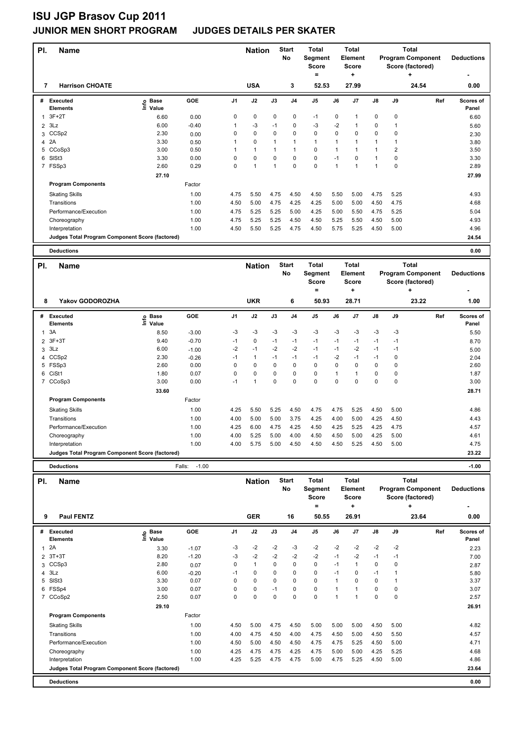# ISU JGP Brasov Cup 2011

## JUNIOR MEN SHORT PROGRAM    JUDGES DETAILS PER SKATER

| Pl. | Name | Nation | Start No | Total Segment Score = | Total Element Score + | Total Program Component Score (factored) + | Deductions - |
|---|---|---|---|---|---|---|---|
| 7 | Harrison CHOATE | USA | 3 | 52.53 | 27.99 | 24.54 | 0.00 |

| # | Executed Elements | Info | Base Value | GOE | J1 | J2 | J3 | J4 | J5 | J6 | J7 | J8 | J9 | Ref | Scores of Panel |
|---|---|---|---|---|---|---|---|---|---|---|---|---|---|---|---|
| 1 | 3F+2T | | 6.60 | 0.00 | 0 | 0 | 0 | 0 | -1 | 0 | 1 | 0 | 0 | | 6.60 |
| 2 | 3Lz | | 6.00 | -0.40 | 1 | -3 | -1 | 0 | -3 | -2 | 1 | 0 | 1 | | 5.60 |
| 3 | CCSp2 | | 2.30 | 0.00 | 0 | 0 | 0 | 0 | 0 | 0 | 0 | 0 | 0 | | 2.30 |
| 4 | 2A | | 3.30 | 0.50 | 1 | 0 | 1 | 1 | 1 | 1 | 1 | 1 | 1 | | 3.80 |
| 5 | CCoSp3 | | 3.00 | 0.50 | 1 | 1 | 1 | 1 | 0 | 1 | 1 | 1 | 2 | | 3.50 |
| 6 | SlSt3 | | 3.30 | 0.00 | 0 | 0 | 0 | 0 | 0 | -1 | 0 | 1 | 0 | | 3.30 |
| 7 | FSSp3 | | 2.60 | 0.29 | 0 | 1 | 1 | 0 | 0 | 1 | 1 | 1 | 0 | | 2.89 |
| | | | 27.10 | | | | | | | | | | | | 27.99 |
| | **Program Components** | | | Factor | | | | | | | | | | | |
| | Skating Skills | | | 1.00 | 4.75 | 5.50 | 4.75 | 4.50 | 4.50 | 5.50 | 5.00 | 4.75 | 5.25 | | 4.93 |
| | Transitions | | | 1.00 | 4.50 | 5.00 | 4.75 | 4.25 | 4.25 | 5.00 | 5.00 | 4.50 | 4.75 | | 4.68 |
| | Performance/Execution | | | 1.00 | 4.75 | 5.25 | 5.25 | 5.00 | 4.25 | 5.00 | 5.50 | 4.75 | 5.25 | | 5.04 |
| | Choreography | | | 1.00 | 4.75 | 5.25 | 5.25 | 4.50 | 4.50 | 5.25 | 5.50 | 4.50 | 5.00 | | 4.93 |
| | Interpretation | | | 1.00 | 4.50 | 5.50 | 5.25 | 4.75 | 4.50 | 5.75 | 5.25 | 4.50 | 5.00 | | 4.96 |
| | **Judges Total Program Component Score (factored)** | | | | | | | | | | | | | | 24.54 |
| | **Deductions** | | | | | | | | | | | | | | 0.00 |

| Pl. | Name | Nation | Start No | Total Segment Score = | Total Element Score + | Total Program Component Score (factored) + | Deductions - |
|---|---|---|---|---|---|---|---|
| 8 | Yakov GODOROZHA | UKR | 6 | 50.93 | 28.71 | 23.22 | 1.00 |

| # | Executed Elements | Info | Base Value | GOE | J1 | J2 | J3 | J4 | J5 | J6 | J7 | J8 | J9 | Ref | Scores of Panel |
|---|---|---|---|---|---|---|---|---|---|---|---|---|---|---|---|
| 1 | 3A | | 8.50 | -3.00 | -3 | -3 | -3 | -3 | -3 | -3 | -3 | -3 | -3 | | 5.50 |
| 2 | 3F+3T | | 9.40 | -0.70 | -1 | 0 | -1 | -1 | -1 | -1 | -1 | -1 | -1 | | 8.70 |
| 3 | 3Lz | | 6.00 | -1.00 | -2 | -1 | -2 | -2 | -1 | -1 | -2 | -1 | -1 | | 5.00 |
| 4 | CCSp2 | | 2.30 | -0.26 | -1 | 1 | -1 | -1 | -1 | -2 | -1 | -1 | 0 | | 2.04 |
| 5 | FSSp3 | | 2.60 | 0.00 | 0 | 0 | 0 | 0 | 0 | 0 | 0 | 0 | 0 | | 2.60 |
| 6 | CiSt1 | | 1.80 | 0.07 | 0 | 0 | 0 | 0 | 0 | 1 | 1 | 0 | 0 | | 1.87 |
| 7 | CCoSp3 | | 3.00 | 0.00 | -1 | 1 | 0 | 0 | 0 | 0 | 0 | 0 | 0 | | 3.00 |
| | | | 33.60 | | | | | | | | | | | | 28.71 |
| | **Program Components** | | | Factor | | | | | | | | | | | |
| | Skating Skills | | | 1.00 | 4.25 | 5.50 | 5.25 | 4.50 | 4.75 | 4.75 | 5.25 | 4.50 | 5.00 | | 4.86 |
| | Transitions | | | 1.00 | 4.00 | 5.00 | 5.00 | 3.75 | 4.25 | 4.00 | 5.00 | 4.25 | 4.50 | | 4.43 |
| | Performance/Execution | | | 1.00 | 4.25 | 6.00 | 4.75 | 4.25 | 4.50 | 4.25 | 5.25 | 4.25 | 4.75 | | 4.57 |
| | Choreography | | | 1.00 | 4.00 | 5.25 | 5.00 | 4.00 | 4.50 | 4.50 | 5.00 | 4.25 | 5.00 | | 4.61 |
| | Interpretation | | | 1.00 | 4.00 | 5.75 | 5.00 | 4.50 | 4.50 | 4.50 | 5.25 | 4.50 | 5.00 | | 4.75 |
| | **Judges Total Program Component Score (factored)** | | | | | | | | | | | | | | 23.22 |
| | **Deductions** | | | Falls: -1.00 | | | | | | | | | | | -1.00 |

| Pl. | Name | Nation | Start No | Total Segment Score = | Total Element Score + | Total Program Component Score (factored) + | Deductions - |
|---|---|---|---|---|---|---|---|
| 9 | Paul FENTZ | GER | 16 | 50.55 | 26.91 | 23.64 | 0.00 |

| # | Executed Elements | Info | Base Value | GOE | J1 | J2 | J3 | J4 | J5 | J6 | J7 | J8 | J9 | Ref | Scores of Panel |
|---|---|---|---|---|---|---|---|---|---|---|---|---|---|---|---|
| 1 | 2A | | 3.30 | -1.07 | -3 | -2 | -2 | -3 | -2 | -2 | -2 | -2 | -2 | | 2.23 |
| 2 | 3T+3T | | 8.20 | -1.20 | -3 | -2 | -2 | -2 | -2 | -1 | -2 | -1 | -1 | | 7.00 |
| 3 | CCSp3 | | 2.80 | 0.07 | 0 | 1 | 0 | 0 | 0 | -1 | 1 | 0 | 0 | | 2.87 |
| 4 | 3Lz | | 6.00 | -0.20 | -1 | 0 | 0 | 0 | 0 | -1 | 0 | -1 | 1 | | 5.80 |
| 5 | SlSt3 | | 3.30 | 0.07 | 0 | 0 | 0 | 0 | 0 | 1 | 0 | 0 | 1 | | 3.37 |
| 6 | FSSp4 | | 3.00 | 0.07 | 0 | 0 | -1 | 0 | 0 | 1 | 1 | 0 | 0 | | 3.07 |
| 7 | CCoSp2 | | 2.50 | 0.07 | 0 | 0 | 0 | 0 | 0 | 1 | 1 | 0 | 0 | | 2.57 |
| | | | 29.10 | | | | | | | | | | | | 26.91 |
| | **Program Components** | | | Factor | | | | | | | | | | | |
| | Skating Skills | | | 1.00 | 4.50 | 5.00 | 4.75 | 4.50 | 5.00 | 5.00 | 5.00 | 4.50 | 5.00 | | 4.82 |
| | Transitions | | | 1.00 | 4.00 | 4.75 | 4.50 | 4.00 | 4.75 | 4.50 | 5.00 | 4.50 | 5.50 | | 4.57 |
| | Performance/Execution | | | 1.00 | 4.50 | 5.00 | 4.50 | 4.50 | 4.75 | 4.75 | 5.25 | 4.50 | 5.00 | | 4.71 |
| | Choreography | | | 1.00 | 4.25 | 4.75 | 4.75 | 4.25 | 4.75 | 5.00 | 5.00 | 4.25 | 5.25 | | 4.68 |
| | Interpretation | | | 1.00 | 4.25 | 5.25 | 4.75 | 4.75 | 5.00 | 4.75 | 5.25 | 4.50 | 5.00 | | 4.86 |
| | **Judges Total Program Component Score (factored)** | | | | | | | | | | | | | | 23.64 |
| | **Deductions** | | | | | | | | | | | | | | 0.00 |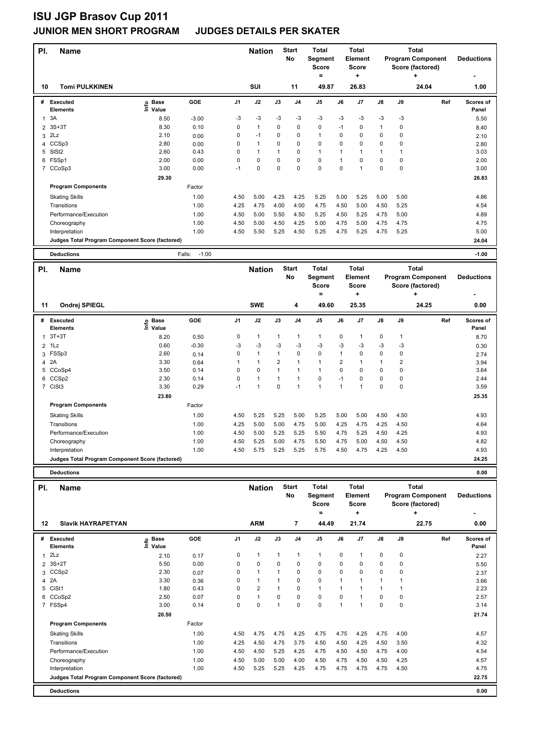# ISU JGP Brasov Cup 2011

## JUNIOR MEN SHORT PROGRAM JUDGES DETAILS PER SKATER

| Pl. | Name | Nation | Start No | Total Segment Score = | Total Element Score + | Total Program Component Score (factored) + | Deductions - |
|---|---|---|---|---|---|---|---|
| 10 | Tomi PULKKINEN | SUI | 11 | 49.87 | 26.83 | 24.04 | 1.00 |

| # | Executed Elements | Info | Base Value | GOE | J1 | J2 | J3 | J4 | J5 | J6 | J7 | J8 | J9 | Ref | Scores of Panel |
|---|---|---|---|---|---|---|---|---|---|---|---|---|---|---|---|
| 1 | 3A | | 8.50 | -3.00 | -3 | -3 | -3 | -3 | -3 | -3 | -3 | -3 | -3 | | 5.50 |
| 2 | 3S+3T | | 8.30 | 0.10 | 0 | 1 | 0 | 0 | 0 | -1 | 0 | 1 | 0 | | 8.40 |
| 3 | 2Lz | | 2.10 | 0.00 | 0 | -1 | 0 | 0 | 1 | 0 | 0 | 0 | 0 | | 2.10 |
| 4 | CCSp3 | | 2.80 | 0.00 | 0 | 1 | 0 | 0 | 0 | 0 | 0 | 0 | 0 | | 2.80 |
| 5 | SlSt2 | | 2.60 | 0.43 | 0 | 1 | 1 | 0 | 1 | 1 | 1 | 1 | 1 | | 3.03 |
| 6 | FSSp1 | | 2.00 | 0.00 | 0 | 0 | 0 | 0 | 0 | 1 | 0 | 0 | 0 | | 2.00 |
| 7 | CCoSp3 | | 3.00 | 0.00 | -1 | 0 | 0 | 0 | 0 | 0 | 1 | 0 | 0 | | 3.00 |
| | | | 29.30 | | | | | | | | | | | | 26.83 |

| Program Components | Factor | J1 | J2 | J3 | J4 | J5 | J6 | J7 | J8 | J9 | Scores of Panel |
|---|---|---|---|---|---|---|---|---|---|---|---|
| Skating Skills | 1.00 | 4.50 | 5.00 | 4.25 | 4.25 | 5.25 | 5.00 | 5.25 | 5.00 | 5.00 | 4.86 |
| Transitions | 1.00 | 4.25 | 4.75 | 4.00 | 4.00 | 4.75 | 4.50 | 5.00 | 4.50 | 5.25 | 4.54 |
| Performance/Execution | 1.00 | 4.50 | 5.00 | 5.50 | 4.50 | 5.25 | 4.50 | 5.25 | 4.75 | 5.00 | 4.89 |
| Choreography | 1.00 | 4.50 | 5.00 | 4.50 | 4.25 | 5.00 | 4.75 | 5.00 | 4.75 | 4.75 | 4.75 |
| Interpretation | 1.00 | 4.50 | 5.50 | 5.25 | 4.50 | 5.25 | 4.75 | 5.25 | 4.75 | 5.25 | 5.00 |
| Judges Total Program Component Score (factored) | | | | | | | | | | | 24.04 |

**Deductions** Falls: -1.00 — **-1.00**

| Pl. | Name | Nation | Start No | Total Segment Score = | Total Element Score + | Total Program Component Score (factored) + | Deductions - |
|---|---|---|---|---|---|---|---|
| 11 | Ondrej SPIEGL | SWE | 4 | 49.60 | 25.35 | 24.25 | 0.00 |

| # | Executed Elements | Info | Base Value | GOE | J1 | J2 | J3 | J4 | J5 | J6 | J7 | J8 | J9 | Ref | Scores of Panel |
|---|---|---|---|---|---|---|---|---|---|---|---|---|---|---|---|
| 1 | 3T+3T | | 8.20 | 0.50 | 0 | 1 | 1 | 1 | 1 | 0 | 1 | 0 | 1 | | 8.70 |
| 2 | 1Lz | | 0.60 | -0.30 | -3 | -3 | -3 | -3 | -3 | -3 | -3 | -3 | -3 | | 0.30 |
| 3 | FSSp3 | | 2.60 | 0.14 | 0 | 1 | 1 | 0 | 0 | 1 | 0 | 0 | 0 | | 2.74 |
| 4 | 2A | | 3.30 | 0.64 | 1 | 1 | 2 | 1 | 1 | 2 | 1 | 1 | 2 | | 3.94 |
| 5 | CCoSp4 | | 3.50 | 0.14 | 0 | 0 | 1 | 1 | 1 | 0 | 0 | 0 | 0 | | 3.64 |
| 6 | CCSp2 | | 2.30 | 0.14 | 0 | 1 | 1 | 1 | 0 | -1 | 0 | 0 | 0 | | 2.44 |
| 7 | CiSt3 | | 3.30 | 0.29 | -1 | 1 | 0 | 1 | 1 | 1 | 1 | 0 | 0 | | 3.59 |
| | | | 23.80 | | | | | | | | | | | | 25.35 |

| Program Components | Factor | J1 | J2 | J3 | J4 | J5 | J6 | J7 | J8 | J9 | Scores of Panel |
|---|---|---|---|---|---|---|---|---|---|---|---|
| Skating Skills | 1.00 | 4.50 | 5.25 | 5.25 | 5.00 | 5.25 | 5.00 | 5.00 | 4.50 | 4.50 | 4.93 |
| Transitions | 1.00 | 4.25 | 5.00 | 5.00 | 4.75 | 5.00 | 4.25 | 4.75 | 4.25 | 4.50 | 4.64 |
| Performance/Execution | 1.00 | 4.50 | 5.00 | 5.25 | 5.25 | 5.50 | 4.75 | 5.25 | 4.50 | 4.25 | 4.93 |
| Choreography | 1.00 | 4.50 | 5.25 | 5.00 | 4.75 | 5.50 | 4.75 | 5.00 | 4.50 | 4.50 | 4.82 |
| Interpretation | 1.00 | 4.50 | 5.75 | 5.25 | 5.25 | 5.75 | 4.50 | 4.75 | 4.25 | 4.50 | 4.93 |
| Judges Total Program Component Score (factored) | | | | | | | | | | | 24.25 |

**Deductions** — **0.00**

| Pl. | Name | Nation | Start No | Total Segment Score = | Total Element Score + | Total Program Component Score (factored) + | Deductions - |
|---|---|---|---|---|---|---|---|
| 12 | Slavik HAYRAPETYAN | ARM | 7 | 44.49 | 21.74 | 22.75 | 0.00 |

| # | Executed Elements | Info | Base Value | GOE | J1 | J2 | J3 | J4 | J5 | J6 | J7 | J8 | J9 | Ref | Scores of Panel |
|---|---|---|---|---|---|---|---|---|---|---|---|---|---|---|---|
| 1 | 2Lz | | 2.10 | 0.17 | 0 | 1 | 1 | 1 | 1 | 0 | 1 | 0 | 0 | | 2.27 |
| 2 | 3S+2T | | 5.50 | 0.00 | 0 | 0 | 0 | 0 | 0 | 0 | 0 | 0 | 0 | | 5.50 |
| 3 | CCSp2 | | 2.30 | 0.07 | 0 | 1 | 1 | 0 | 0 | 0 | 0 | 0 | 0 | | 2.37 |
| 4 | 2A | | 3.30 | 0.36 | 0 | 1 | 1 | 0 | 0 | 1 | 1 | 1 | 1 | | 3.66 |
| 5 | CiSt1 | | 1.80 | 0.43 | 0 | 2 | 1 | 0 | 1 | 1 | 1 | 1 | 1 | | 2.23 |
| 6 | CCoSp2 | | 2.50 | 0.07 | 0 | 1 | 0 | 0 | 0 | 0 | 1 | 0 | 0 | | 2.57 |
| 7 | FSSp4 | | 3.00 | 0.14 | 0 | 0 | 1 | 0 | 0 | 1 | 1 | 0 | 0 | | 3.14 |
| | | | 20.50 | | | | | | | | | | | | 21.74 |

| Program Components | Factor | J1 | J2 | J3 | J4 | J5 | J6 | J7 | J8 | J9 | Scores of Panel |
|---|---|---|---|---|---|---|---|---|---|---|---|
| Skating Skills | 1.00 | 4.50 | 4.75 | 4.75 | 4.25 | 4.75 | 4.75 | 4.25 | 4.75 | 4.00 | 4.57 |
| Transitions | 1.00 | 4.25 | 4.50 | 4.75 | 3.75 | 4.50 | 4.50 | 4.25 | 4.50 | 3.50 | 4.32 |
| Performance/Execution | 1.00 | 4.50 | 4.50 | 5.25 | 4.25 | 4.75 | 4.50 | 4.50 | 4.75 | 4.00 | 4.54 |
| Choreography | 1.00 | 4.50 | 5.00 | 5.00 | 4.00 | 4.50 | 4.75 | 4.50 | 4.50 | 4.25 | 4.57 |
| Interpretation | 1.00 | 4.50 | 5.25 | 5.25 | 4.25 | 4.75 | 4.75 | 4.75 | 4.75 | 4.50 | 4.75 |
| Judges Total Program Component Score (factored) | | | | | | | | | | | 22.75 |

**Deductions** — **0.00**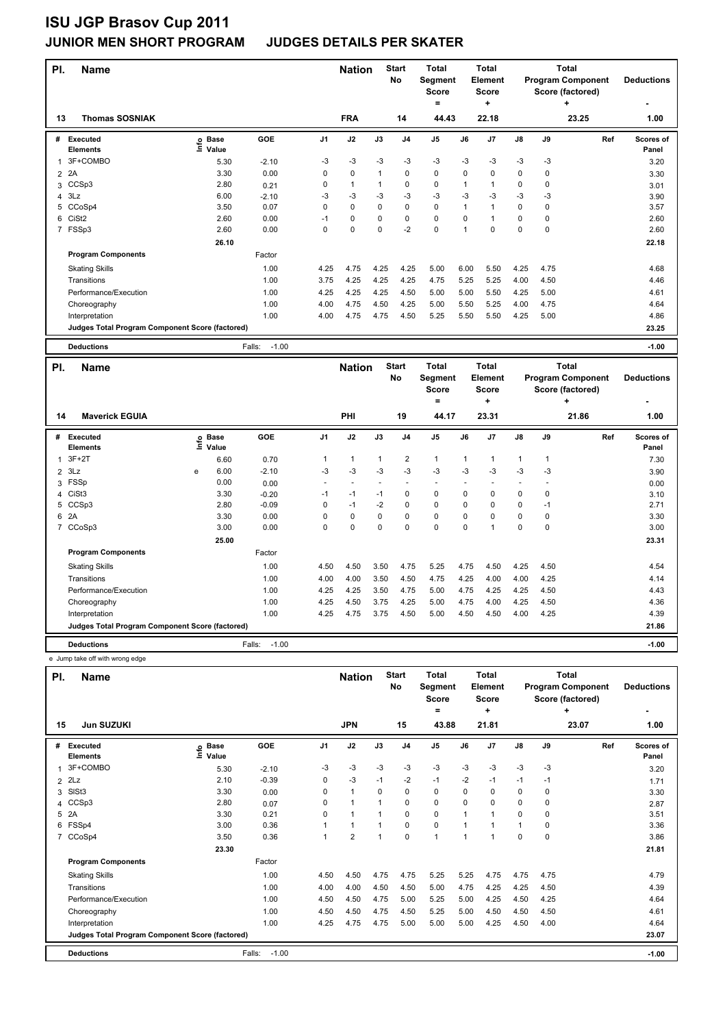# ISU JGP Brasov Cup 2011

## JUNIOR MEN SHORT PROGRAM JUDGES DETAILS PER SKATER

| Pl. | Name | Nation | Start No | Total Segment Score = | Total Element Score + | Total Program Component Score (factored) + | Deductions - |
|---|---|---|---|---|---|---|---|
| 13 | Thomas SOSNIAK | FRA | 14 | 44.43 | 22.18 | 23.25 | 1.00 |

| # | Executed Elements | Info | Base Value | GOE | J1 | J2 | J3 | J4 | J5 | J6 | J7 | J8 | J9 | Ref | Scores of Panel |
|---|---|---|---|---|---|---|---|---|---|---|---|---|---|---|---|
| 1 | 3F+COMBO | | 5.30 | -2.10 | -3 | -3 | -3 | -3 | -3 | -3 | -3 | -3 | -3 | | 3.20 |
| 2 | 2A | | 3.30 | 0.00 | 0 | 0 | 1 | 0 | 0 | 0 | 0 | 0 | 0 | | 3.30 |
| 3 | CCSp3 | | 2.80 | 0.21 | 0 | 1 | 1 | 0 | 0 | 1 | 1 | 0 | 0 | | 3.01 |
| 4 | 3Lz | | 6.00 | -2.10 | -3 | -3 | -3 | -3 | -3 | -3 | -3 | -3 | -3 | | 3.90 |
| 5 | CCoSp4 | | 3.50 | 0.07 | 0 | 0 | 0 | 0 | 0 | 1 | 1 | 0 | 0 | | 3.57 |
| 6 | CiSt2 | | 2.60 | 0.00 | -1 | 0 | 0 | 0 | 0 | 0 | 1 | 0 | 0 | | 2.60 |
| 7 | FSSp3 | | 2.60 | 0.00 | 0 | 0 | 0 | -2 | 0 | 1 | 0 | 0 | 0 | | 2.60 |
| | | | 26.10 | | | | | | | | | | | | 22.18 |
| | Program Components | | | Factor | | | | | | | | | | | |
| | Skating Skills | | | 1.00 | 4.25 | 4.75 | 4.25 | 4.25 | 5.00 | 6.00 | 5.50 | 4.25 | 4.75 | | 4.68 |
| | Transitions | | | 1.00 | 3.75 | 4.25 | 4.25 | 4.25 | 4.75 | 5.25 | 5.25 | 4.00 | 4.50 | | 4.46 |
| | Performance/Execution | | | 1.00 | 4.25 | 4.25 | 4.25 | 4.50 | 5.00 | 5.00 | 5.50 | 4.25 | 5.00 | | 4.61 |
| | Choreography | | | 1.00 | 4.00 | 4.75 | 4.50 | 4.25 | 5.00 | 5.50 | 5.25 | 4.00 | 4.75 | | 4.64 |
| | Interpretation | | | 1.00 | 4.00 | 4.75 | 4.75 | 4.50 | 5.25 | 5.50 | 5.50 | 4.25 | 5.00 | | 4.86 |
| | Judges Total Program Component Score (factored) | | | | | | | | | | | | | | 23.25 |
| | Deductions | | | Falls: -1.00 | | | | | | | | | | | -1.00 |

| Pl. | Name | Nation | Start No | Total Segment Score = | Total Element Score + | Total Program Component Score (factored) + | Deductions - |
|---|---|---|---|---|---|---|---|
| 14 | Maverick EGUIA | PHI | 19 | 44.17 | 23.31 | 21.86 | 1.00 |

| # | Executed Elements | Info | Base Value | GOE | J1 | J2 | J3 | J4 | J5 | J6 | J7 | J8 | J9 | Ref | Scores of Panel |
|---|---|---|---|---|---|---|---|---|---|---|---|---|---|---|---|
| 1 | 3F+2T | | 6.60 | 0.70 | 1 | 1 | 1 | 2 | 1 | 1 | 1 | 1 | 1 | | 7.30 |
| 2 | 3Lz | e | 6.00 | -2.10 | -3 | -3 | -3 | -3 | -3 | -3 | -3 | -3 | -3 | | 3.90 |
| 3 | FSSp | | 0.00 | 0.00 | - | - | - | - | - | - | - | - | - | | 0.00 |
| 4 | CiSt3 | | 3.30 | -0.20 | -1 | -1 | -1 | 0 | 0 | 0 | 0 | 0 | 0 | | 3.10 |
| 5 | CCSp3 | | 2.80 | -0.09 | 0 | -1 | -2 | 0 | 0 | 0 | 0 | 0 | -1 | | 2.71 |
| 6 | 2A | | 3.30 | 0.00 | 0 | 0 | 0 | 0 | 0 | 0 | 0 | 0 | 0 | | 3.30 |
| 7 | CCoSp3 | | 3.00 | 0.00 | 0 | 0 | 0 | 0 | 0 | 0 | 1 | 0 | 0 | | 3.00 |
| | | | 25.00 | | | | | | | | | | | | 23.31 |
| | Program Components | | | Factor | | | | | | | | | | | |
| | Skating Skills | | | 1.00 | 4.50 | 4.50 | 3.50 | 4.75 | 5.25 | 4.75 | 4.50 | 4.25 | 4.50 | | 4.54 |
| | Transitions | | | 1.00 | 4.00 | 4.00 | 3.50 | 4.50 | 4.75 | 4.25 | 4.00 | 4.00 | 4.25 | | 4.14 |
| | Performance/Execution | | | 1.00 | 4.25 | 4.25 | 3.50 | 4.75 | 5.00 | 4.75 | 4.25 | 4.25 | 4.50 | | 4.43 |
| | Choreography | | | 1.00 | 4.25 | 4.50 | 3.75 | 4.25 | 5.00 | 4.75 | 4.00 | 4.25 | 4.50 | | 4.36 |
| | Interpretation | | | 1.00 | 4.25 | 4.75 | 3.75 | 4.50 | 5.00 | 4.50 | 4.50 | 4.00 | 4.25 | | 4.39 |
| | Judges Total Program Component Score (factored) | | | | | | | | | | | | | | 21.86 |
| | Deductions | | | Falls: -1.00 | | | | | | | | | | | -1.00 |

e Jump take off with wrong edge

| Pl. | Name | Nation | Start No | Total Segment Score = | Total Element Score + | Total Program Component Score (factored) + | Deductions - |
|---|---|---|---|---|---|---|---|
| 15 | Jun SUZUKI | JPN | 15 | 43.88 | 21.81 | 23.07 | 1.00 |

| # | Executed Elements | Info | Base Value | GOE | J1 | J2 | J3 | J4 | J5 | J6 | J7 | J8 | J9 | Ref | Scores of Panel |
|---|---|---|---|---|---|---|---|---|---|---|---|---|---|---|---|
| 1 | 3F+COMBO | | 5.30 | -2.10 | -3 | -3 | -3 | -3 | -3 | -3 | -3 | -3 | -3 | | 3.20 |
| 2 | 2Lz | | 2.10 | -0.39 | 0 | -3 | -1 | -2 | -1 | -2 | -1 | -1 | -1 | | 1.71 |
| 3 | SlSt3 | | 3.30 | 0.00 | 0 | 1 | 0 | 0 | 0 | 0 | 0 | 0 | 0 | | 3.30 |
| 4 | CCSp3 | | 2.80 | 0.07 | 0 | 1 | 1 | 0 | 0 | 0 | 0 | 0 | 0 | | 2.87 |
| 5 | 2A | | 3.30 | 0.21 | 0 | 1 | 1 | 0 | 0 | 1 | 1 | 0 | 0 | | 3.51 |
| 6 | FSSp4 | | 3.00 | 0.36 | 1 | 1 | 1 | 0 | 0 | 1 | 1 | 1 | 0 | | 3.36 |
| 7 | CCoSp4 | | 3.50 | 0.36 | 1 | 2 | 1 | 0 | 1 | 1 | 1 | 0 | 0 | | 3.86 |
| | | | 23.30 | | | | | | | | | | | | 21.81 |
| | Program Components | | | Factor | | | | | | | | | | | |
| | Skating Skills | | | 1.00 | 4.50 | 4.50 | 4.75 | 4.75 | 5.25 | 5.25 | 4.75 | 4.75 | 4.75 | | 4.79 |
| | Transitions | | | 1.00 | 4.00 | 4.00 | 4.50 | 4.50 | 5.00 | 4.75 | 4.25 | 4.25 | 4.50 | | 4.39 |
| | Performance/Execution | | | 1.00 | 4.50 | 4.50 | 4.75 | 5.00 | 5.25 | 5.00 | 4.25 | 4.50 | 4.25 | | 4.64 |
| | Choreography | | | 1.00 | 4.50 | 4.50 | 4.75 | 4.50 | 5.25 | 5.00 | 4.50 | 4.50 | 4.50 | | 4.61 |
| | Interpretation | | | 1.00 | 4.25 | 4.75 | 4.75 | 5.00 | 5.00 | 5.00 | 4.25 | 4.50 | 4.00 | | 4.64 |
| | Judges Total Program Component Score (factored) | | | | | | | | | | | | | | 23.07 |
| | Deductions | | | Falls: -1.00 | | | | | | | | | | | -1.00 |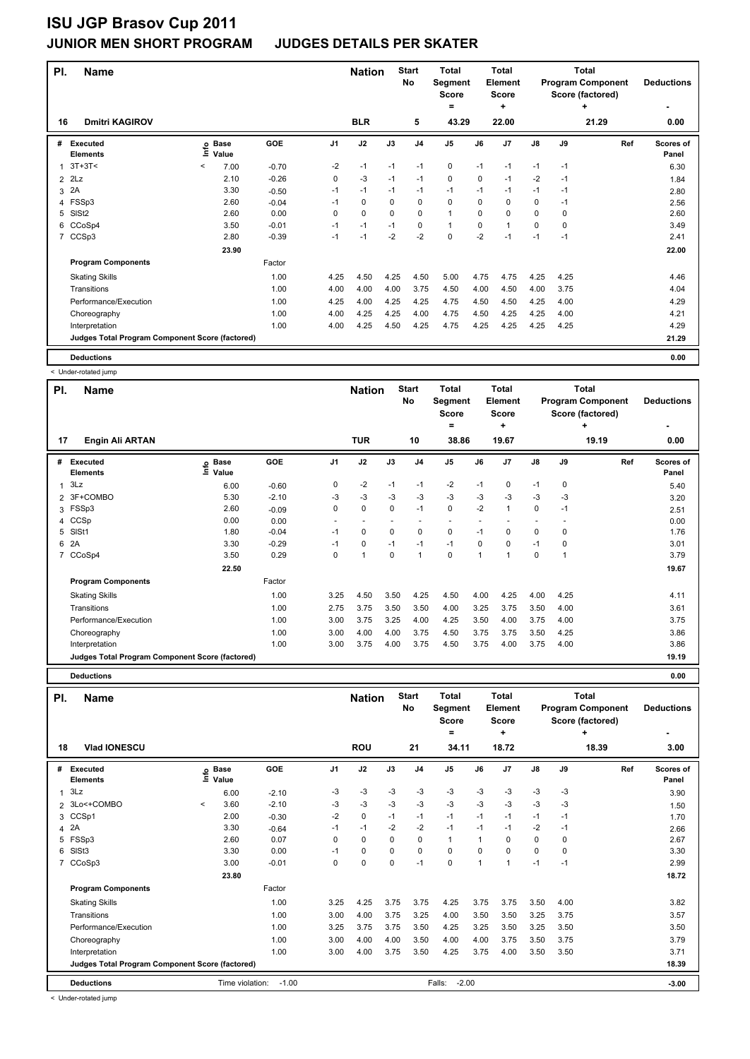# ISU JGP Brasov Cup 2011

## JUNIOR MEN SHORT PROGRAM JUDGES DETAILS PER SKATER

| Pl. | Name | Nation | Start No | Total Segment Score = | Total Element Score + | Total Program Component Score (factored) + | Deductions - |
|---|---|---|---|---|---|---|---|
| 16 | Dmitri KAGIROV | BLR | 5 | 43.29 | 22.00 | 21.29 | 0.00 |

| # | Executed Elements | Info | Base Value | GOE | J1 | J2 | J3 | J4 | J5 | J6 | J7 | J8 | J9 | Ref | Scores of Panel |
|---|---|---|---|---|---|---|---|---|---|---|---|---|---|---|---|
| 1 | 3T+3T< | < | 7.00 | -0.70 | -2 | -1 | -1 | -1 | 0 | -1 | -1 | -1 | -1 | | 6.30 |
| 2 | 2Lz | | 2.10 | -0.26 | 0 | -3 | -1 | -1 | 0 | 0 | -1 | -2 | -1 | | 1.84 |
| 3 | 2A | | 3.30 | -0.50 | -1 | -1 | -1 | -1 | -1 | -1 | -1 | -1 | -1 | | 2.80 |
| 4 | FSSp3 | | 2.60 | -0.04 | -1 | 0 | 0 | 0 | 0 | 0 | 0 | 0 | -1 | | 2.56 |
| 5 | SlSt2 | | 2.60 | 0.00 | 0 | 0 | 0 | 0 | 1 | 0 | 0 | 0 | 0 | | 2.60 |
| 6 | CCoSp4 | | 3.50 | -0.01 | -1 | -1 | -1 | 0 | 1 | 0 | 1 | 0 | 0 | | 3.49 |
| 7 | CCSp3 | | 2.80 | -0.39 | -1 | -1 | -2 | -2 | 0 | -2 | -1 | -1 | -1 | | 2.41 |
| | | | 23.90 | | | | | | | | | | | | 22.00 |
| | **Program Components** | | | Factor | | | | | | | | | | | |
| | Skating Skills | | | 1.00 | 4.25 | 4.50 | 4.25 | 4.50 | 5.00 | 4.75 | 4.75 | 4.25 | 4.25 | | 4.46 |
| | Transitions | | | 1.00 | 4.00 | 4.00 | 4.00 | 3.75 | 4.50 | 4.00 | 4.50 | 4.00 | 3.75 | | 4.04 |
| | Performance/Execution | | | 1.00 | 4.25 | 4.00 | 4.25 | 4.25 | 4.75 | 4.50 | 4.50 | 4.25 | 4.00 | | 4.29 |
| | Choreography | | | 1.00 | 4.00 | 4.25 | 4.25 | 4.00 | 4.75 | 4.50 | 4.25 | 4.25 | 4.00 | | 4.21 |
| | Interpretation | | | 1.00 | 4.00 | 4.25 | 4.50 | 4.25 | 4.75 | 4.25 | 4.25 | 4.25 | 4.25 | | 4.29 |
| | **Judges Total Program Component Score (factored)** | | | | | | | | | | | | | | 21.29 |
| | **Deductions** | | | | | | | | | | | | | | 0.00 |

< Under-rotated jump

| Pl. | Name | Nation | Start No | Total Segment Score = | Total Element Score + | Total Program Component Score (factored) + | Deductions - |
|---|---|---|---|---|---|---|---|
| 17 | Engin Ali ARTAN | TUR | 10 | 38.86 | 19.67 | 19.19 | 0.00 |

| # | Executed Elements | Info | Base Value | GOE | J1 | J2 | J3 | J4 | J5 | J6 | J7 | J8 | J9 | Ref | Scores of Panel |
|---|---|---|---|---|---|---|---|---|---|---|---|---|---|---|---|
| 1 | 3Lz | | 6.00 | -0.60 | 0 | -2 | -1 | -1 | -2 | -1 | 0 | -1 | 0 | | 5.40 |
| 2 | 3F+COMBO | | 5.30 | -2.10 | -3 | -3 | -3 | -3 | -3 | -3 | -3 | -3 | -3 | | 3.20 |
| 3 | FSSp3 | | 2.60 | -0.09 | 0 | 0 | 0 | -1 | 0 | -2 | 1 | 0 | -1 | | 2.51 |
| 4 | CCSp | | 0.00 | 0.00 | - | - | - | - | - | - | - | - | - | | 0.00 |
| 5 | SlSt1 | | 1.80 | -0.04 | -1 | 0 | 0 | 0 | 0 | -1 | 0 | 0 | 0 | | 1.76 |
| 6 | 2A | | 3.30 | -0.29 | -1 | 0 | -1 | -1 | -1 | 0 | 0 | -1 | 0 | | 3.01 |
| 7 | CCoSp4 | | 3.50 | 0.29 | 0 | 1 | 0 | 1 | 0 | 1 | 1 | 0 | 1 | | 3.79 |
| | | | 22.50 | | | | | | | | | | | | 19.67 |
| | **Program Components** | | | Factor | | | | | | | | | | | |
| | Skating Skills | | | 1.00 | 3.25 | 4.50 | 3.50 | 4.25 | 4.50 | 4.00 | 4.25 | 4.00 | 4.25 | | 4.11 |
| | Transitions | | | 1.00 | 2.75 | 3.75 | 3.50 | 3.50 | 4.00 | 3.25 | 3.75 | 3.50 | 4.00 | | 3.61 |
| | Performance/Execution | | | 1.00 | 3.00 | 3.75 | 3.25 | 4.00 | 4.25 | 3.50 | 4.00 | 3.75 | 4.00 | | 3.75 |
| | Choreography | | | 1.00 | 3.00 | 4.00 | 4.00 | 3.75 | 4.50 | 3.75 | 3.75 | 3.50 | 4.25 | | 3.86 |
| | Interpretation | | | 1.00 | 3.00 | 3.75 | 4.00 | 3.75 | 4.50 | 3.75 | 4.00 | 3.75 | 4.00 | | 3.86 |
| | **Judges Total Program Component Score (factored)** | | | | | | | | | | | | | | 19.19 |
| | **Deductions** | | | | | | | | | | | | | | 0.00 |

| Pl. | Name | Nation | Start No | Total Segment Score = | Total Element Score + | Total Program Component Score (factored) + | Deductions - |
|---|---|---|---|---|---|---|---|
| 18 | Vlad IONESCU | ROU | 21 | 34.11 | 18.72 | 18.39 | 3.00 |

| # | Executed Elements | Info | Base Value | GOE | J1 | J2 | J3 | J4 | J5 | J6 | J7 | J8 | J9 | Ref | Scores of Panel |
|---|---|---|---|---|---|---|---|---|---|---|---|---|---|---|---|
| 1 | 3Lz | | 6.00 | -2.10 | -3 | -3 | -3 | -3 | -3 | -3 | -3 | -3 | -3 | | 3.90 |
| 2 | 3Lo<+COMBO | < | 3.60 | -2.10 | -3 | -3 | -3 | -3 | -3 | -3 | -3 | -3 | -3 | | 1.50 |
| 3 | CCSp1 | | 2.00 | -0.30 | -2 | 0 | -1 | -1 | -1 | -1 | -1 | -1 | -1 | | 1.70 |
| 4 | 2A | | 3.30 | -0.64 | -1 | -1 | -2 | -2 | -1 | -1 | -1 | -2 | -1 | | 2.66 |
| 5 | FSSp3 | | 2.60 | 0.07 | 0 | 0 | 0 | 0 | 1 | 1 | 0 | 0 | 0 | | 2.67 |
| 6 | SlSt3 | | 3.30 | 0.00 | -1 | 0 | 0 | 0 | 0 | 0 | 0 | 0 | 0 | | 3.30 |
| 7 | CCoSp3 | | 3.00 | -0.01 | 0 | 0 | 0 | -1 | 0 | 1 | 1 | -1 | -1 | | 2.99 |
| | | | 23.80 | | | | | | | | | | | | 18.72 |
| | **Program Components** | | | Factor | | | | | | | | | | | |
| | Skating Skills | | | 1.00 | 3.25 | 4.25 | 3.75 | 3.75 | 4.25 | 3.75 | 3.75 | 3.50 | 4.00 | | 3.82 |
| | Transitions | | | 1.00 | 3.00 | 4.00 | 3.75 | 3.25 | 4.00 | 3.50 | 3.50 | 3.25 | 3.75 | | 3.57 |
| | Performance/Execution | | | 1.00 | 3.25 | 3.75 | 3.75 | 3.50 | 4.25 | 3.25 | 3.50 | 3.25 | 3.50 | | 3.50 |
| | Choreography | | | 1.00 | 3.00 | 4.00 | 4.00 | 3.50 | 4.00 | 4.00 | 3.75 | 3.50 | 3.75 | | 3.79 |
| | Interpretation | | | 1.00 | 3.00 | 4.00 | 3.75 | 3.50 | 4.25 | 3.75 | 4.00 | 3.50 | 3.50 | | 3.71 |
| | **Judges Total Program Component Score (factored)** | | | | | | | | | | | | | | 18.39 |
| | **Deductions** | Time violation: -1.00 | | | | | | | Falls: -2.00 | | | | | | -3.00 |

< Under-rotated jump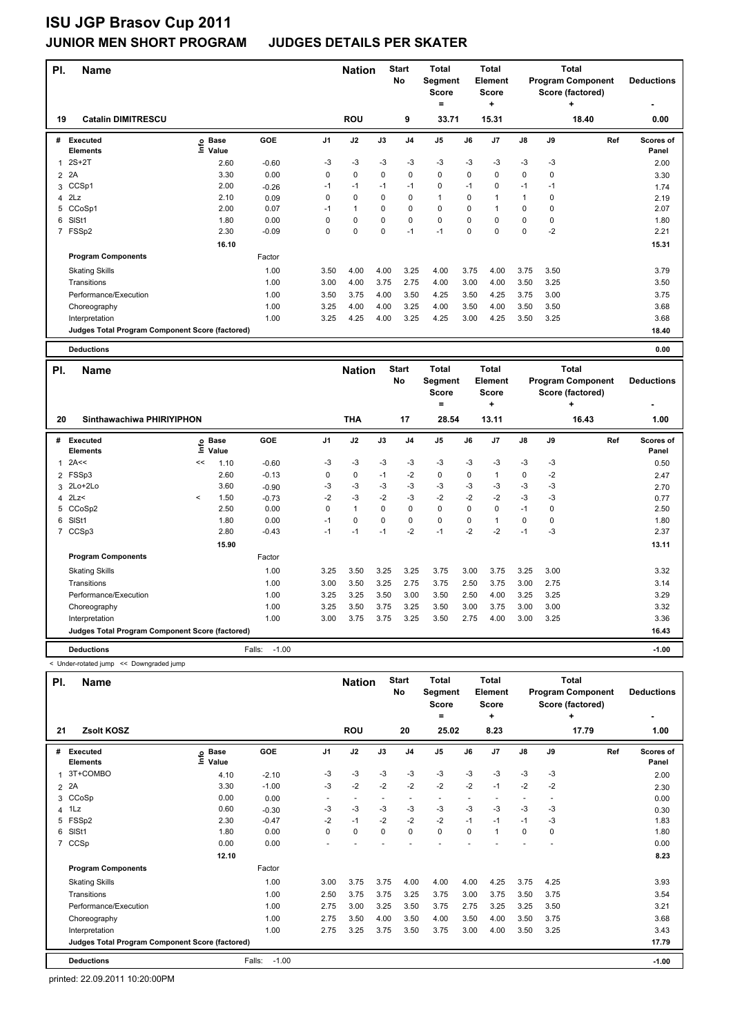# ISU JGP Brasov Cup 2011

## JUNIOR MEN SHORT PROGRAM JUDGES DETAILS PER SKATER

| Pl. | Name | Nation | Start No | Total Segment Score = | Total Element Score + | Total Program Component Score (factored) + | Deductions - |
|---|---|---|---|---|---|---|---|
| 19 | Catalin DIMITRESCU | ROU | 9 | 33.71 | 15.31 | 18.40 | 0.00 |

| # | Executed Elements | Info | Base Value | GOE | J1 | J2 | J3 | J4 | J5 | J6 | J7 | J8 | J9 | Ref | Scores of Panel |
|---|---|---|---|---|---|---|---|---|---|---|---|---|---|---|---|
| 1 | 2S+2T | | 2.60 | -0.60 | -3 | -3 | -3 | -3 | -3 | -3 | -3 | -3 | -3 | | 2.00 |
| 2 | 2A | | 3.30 | 0.00 | 0 | 0 | 0 | 0 | 0 | 0 | 0 | 0 | 0 | | 3.30 |
| 3 | CCSp1 | | 2.00 | -0.26 | -1 | -1 | -1 | -1 | 0 | -1 | 0 | -1 | -1 | | 1.74 |
| 4 | 2Lz | | 2.10 | 0.09 | 0 | 0 | 0 | 0 | 1 | 0 | 1 | 1 | 0 | | 2.19 |
| 5 | CCoSp1 | | 2.00 | 0.07 | -1 | 1 | 0 | 0 | 0 | 0 | 1 | 0 | 0 | | 2.07 |
| 6 | SlSt1 | | 1.80 | 0.00 | 0 | 0 | 0 | 0 | 0 | 0 | 0 | 0 | 0 | | 1.80 |
| 7 | FSSp2 | | 2.30 | -0.09 | 0 | 0 | 0 | -1 | -1 | 0 | 0 | 0 | -2 | | 2.21 |
| | | | 16.10 | | | | | | | | | | | | 15.31 |
| | **Program Components** | | | Factor | | | | | | | | | | | |
| | Skating Skills | | | 1.00 | 3.50 | 4.00 | 4.00 | 3.25 | 4.00 | 3.75 | 4.00 | 3.75 | 3.50 | | 3.79 |
| | Transitions | | | 1.00 | 3.00 | 4.00 | 3.75 | 2.75 | 4.00 | 3.00 | 4.00 | 3.50 | 3.25 | | 3.50 |
| | Performance/Execution | | | 1.00 | 3.50 | 3.75 | 4.00 | 3.50 | 4.25 | 3.50 | 4.25 | 3.75 | 3.00 | | 3.75 |
| | Choreography | | | 1.00 | 3.25 | 4.00 | 4.00 | 3.25 | 4.00 | 3.50 | 4.00 | 3.50 | 3.50 | | 3.68 |
| | Interpretation | | | 1.00 | 3.25 | 4.25 | 4.00 | 3.25 | 4.25 | 3.00 | 4.25 | 3.50 | 3.25 | | 3.68 |
| | Judges Total Program Component Score (factored) | | | | | | | | | | | | | | 18.40 |
| | **Deductions** | | | | | | | | | | | | | | 0.00 |

| Pl. | Name | Nation | Start No | Total Segment Score = | Total Element Score + | Total Program Component Score (factored) + | Deductions - |
|---|---|---|---|---|---|---|---|
| 20 | Sinthawachiwa PHIRIYIPHON | THA | 17 | 28.54 | 13.11 | 16.43 | 1.00 |

| # | Executed Elements | Info | Base Value | GOE | J1 | J2 | J3 | J4 | J5 | J6 | J7 | J8 | J9 | Ref | Scores of Panel |
|---|---|---|---|---|---|---|---|---|---|---|---|---|---|---|---|
| 1 | 2A<< | << | 1.10 | -0.60 | -3 | -3 | -3 | -3 | -3 | -3 | -3 | -3 | -3 | | 0.50 |
| 2 | FSSp3 | | 2.60 | -0.13 | 0 | 0 | -1 | -2 | 0 | 0 | 1 | 0 | -2 | | 2.47 |
| 3 | 2Lo+2Lo | | 3.60 | -0.90 | -3 | -3 | -3 | -3 | -3 | -3 | -3 | -3 | -3 | | 2.70 |
| 4 | 2Lz< | < | 1.50 | -0.73 | -2 | -3 | -2 | -3 | -2 | -2 | -2 | -3 | -3 | | 0.77 |
| 5 | CCoSp2 | | 2.50 | 0.00 | 0 | 1 | 0 | 0 | 0 | 0 | 0 | -1 | 0 | | 2.50 |
| 6 | SlSt1 | | 1.80 | 0.00 | -1 | 0 | 0 | 0 | 0 | 0 | 1 | 0 | 0 | | 1.80 |
| 7 | CCSp3 | | 2.80 | -0.43 | -1 | -1 | -1 | -2 | -1 | -2 | -2 | -1 | -3 | | 2.37 |
| | | | 15.90 | | | | | | | | | | | | 13.11 |
| | **Program Components** | | | Factor | | | | | | | | | | | |
| | Skating Skills | | | 1.00 | 3.25 | 3.50 | 3.25 | 3.25 | 3.75 | 3.00 | 3.75 | 3.25 | 3.00 | | 3.32 |
| | Transitions | | | 1.00 | 3.00 | 3.50 | 3.25 | 2.75 | 3.75 | 2.50 | 3.75 | 3.00 | 2.75 | | 3.14 |
| | Performance/Execution | | | 1.00 | 3.25 | 3.25 | 3.50 | 3.00 | 3.50 | 2.50 | 4.00 | 3.25 | 3.25 | | 3.29 |
| | Choreography | | | 1.00 | 3.25 | 3.50 | 3.75 | 3.25 | 3.50 | 3.00 | 3.75 | 3.00 | 3.00 | | 3.32 |
| | Interpretation | | | 1.00 | 3.00 | 3.75 | 3.75 | 3.25 | 3.50 | 2.75 | 4.00 | 3.00 | 3.25 | | 3.36 |
| | Judges Total Program Component Score (factored) | | | | | | | | | | | | | | 16.43 |
| | **Deductions** | | | Falls: -1.00 | | | | | | | | | | | -1.00 |

< Under-rotated jump << Downgraded jump

| Pl. | Name | Nation | Start No | Total Segment Score = | Total Element Score + | Total Program Component Score (factored) + | Deductions - |
|---|---|---|---|---|---|---|---|
| 21 | Zsolt KOSZ | ROU | 20 | 25.02 | 8.23 | 17.79 | 1.00 |

| # | Executed Elements | Info | Base Value | GOE | J1 | J2 | J3 | J4 | J5 | J6 | J7 | J8 | J9 | Ref | Scores of Panel |
|---|---|---|---|---|---|---|---|---|---|---|---|---|---|---|---|
| 1 | 3T+COMBO | | 4.10 | -2.10 | -3 | -3 | -3 | -3 | -3 | -3 | -3 | -3 | -3 | | 2.00 |
| 2 | 2A | | 3.30 | -1.00 | -3 | -2 | -2 | -2 | -2 | -2 | -1 | -2 | -2 | | 2.30 |
| 3 | CCoSp | | 0.00 | 0.00 | - | - | - | - | - | - | - | - | - | | 0.00 |
| 4 | 1Lz | | 0.60 | -0.30 | -3 | -3 | -3 | -3 | -3 | -3 | -3 | -3 | -3 | | 0.30 |
| 5 | FSSp2 | | 2.30 | -0.47 | -2 | -1 | -2 | -2 | -2 | -1 | -1 | -1 | -3 | | 1.83 |
| 6 | SlSt1 | | 1.80 | 0.00 | 0 | 0 | 0 | 0 | 0 | 0 | 1 | 0 | 0 | | 1.80 |
| 7 | CCSp | | 0.00 | 0.00 | - | - | - | - | - | - | - | - | - | | 0.00 |
| | | | 12.10 | | | | | | | | | | | | 8.23 |
| | **Program Components** | | | Factor | | | | | | | | | | | |
| | Skating Skills | | | 1.00 | 3.00 | 3.75 | 3.75 | 4.00 | 4.00 | 4.00 | 4.25 | 3.75 | 4.25 | | 3.93 |
| | Transitions | | | 1.00 | 2.50 | 3.75 | 3.75 | 3.25 | 3.75 | 3.00 | 3.75 | 3.50 | 3.75 | | 3.54 |
| | Performance/Execution | | | 1.00 | 2.75 | 3.00 | 3.25 | 3.50 | 3.75 | 2.75 | 3.25 | 3.25 | 3.50 | | 3.21 |
| | Choreography | | | 1.00 | 2.75 | 3.50 | 4.00 | 3.50 | 4.00 | 3.50 | 4.00 | 3.50 | 3.75 | | 3.68 |
| | Interpretation | | | 1.00 | 2.75 | 3.25 | 3.75 | 3.50 | 3.75 | 3.00 | 4.00 | 3.50 | 3.25 | | 3.43 |
| | Judges Total Program Component Score (factored) | | | | | | | | | | | | | | 17.79 |
| | **Deductions** | | | Falls: -1.00 | | | | | | | | | | | -1.00 |

printed: 22.09.2011 10:20:00PM